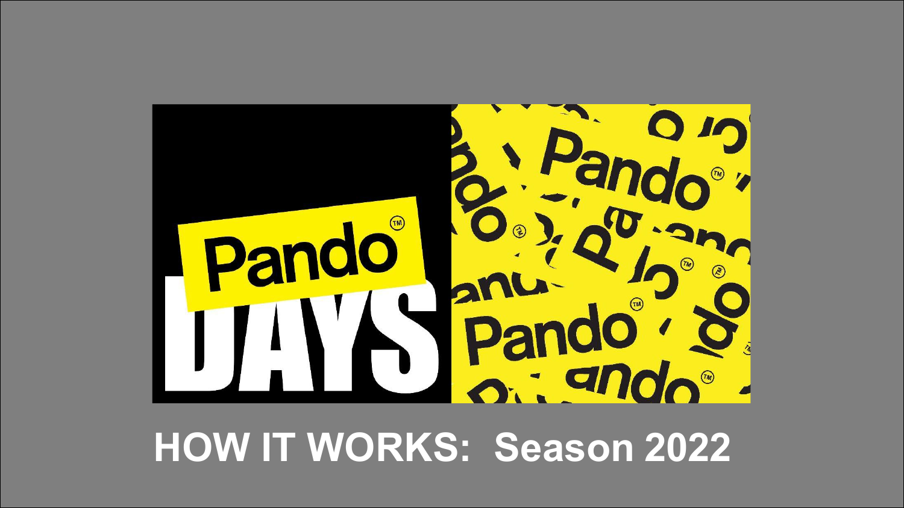Pando DAYS

# HOW IT WORKS: Season 2022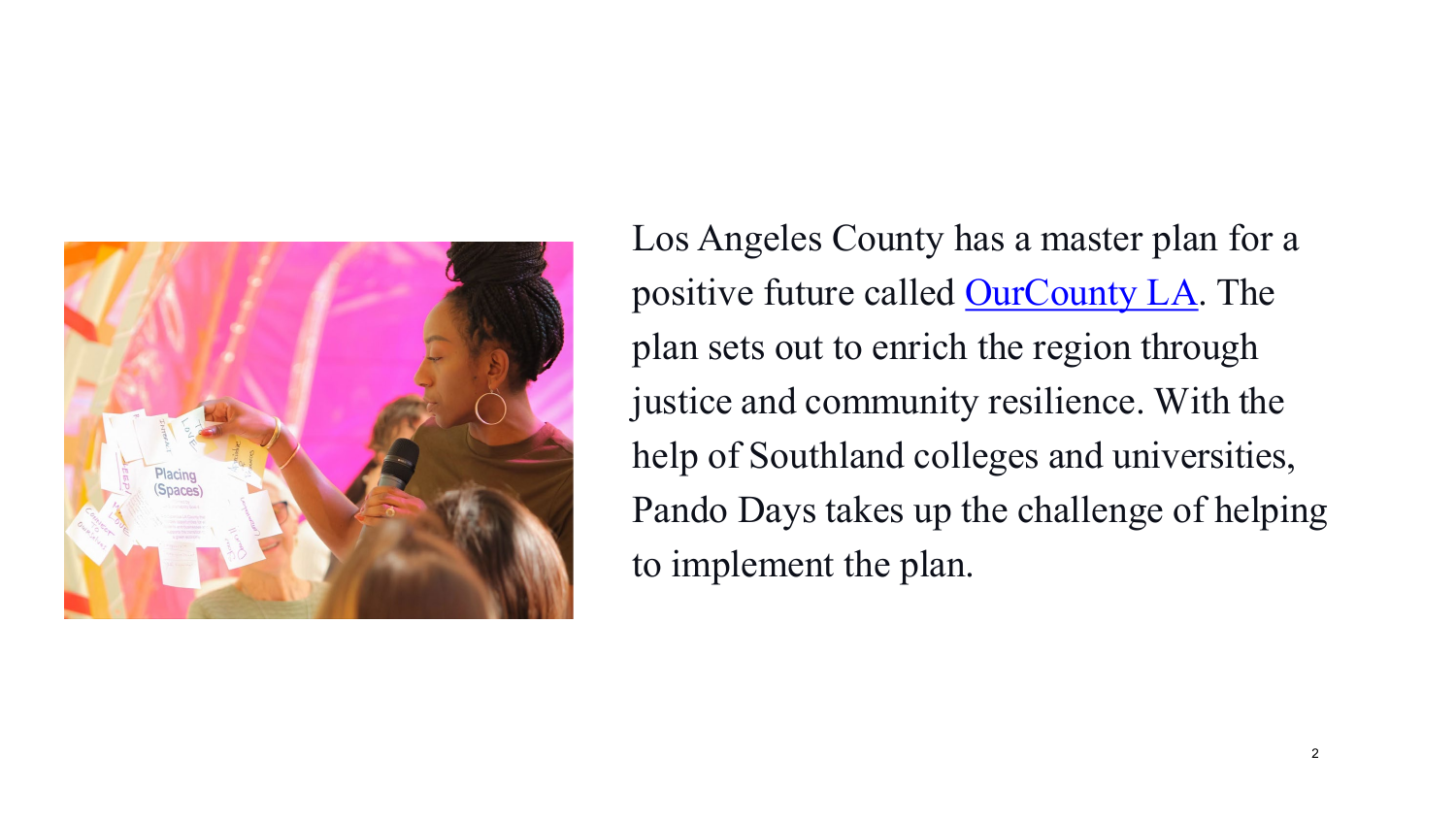Los Angeles County has a master plan for a positive future called [OurCounty LA](). The plan sets out to enrich the region through justice and community resilience. With the help of Southland colleges and universities, Pando Days takes up the challenge of helping to implement the plan.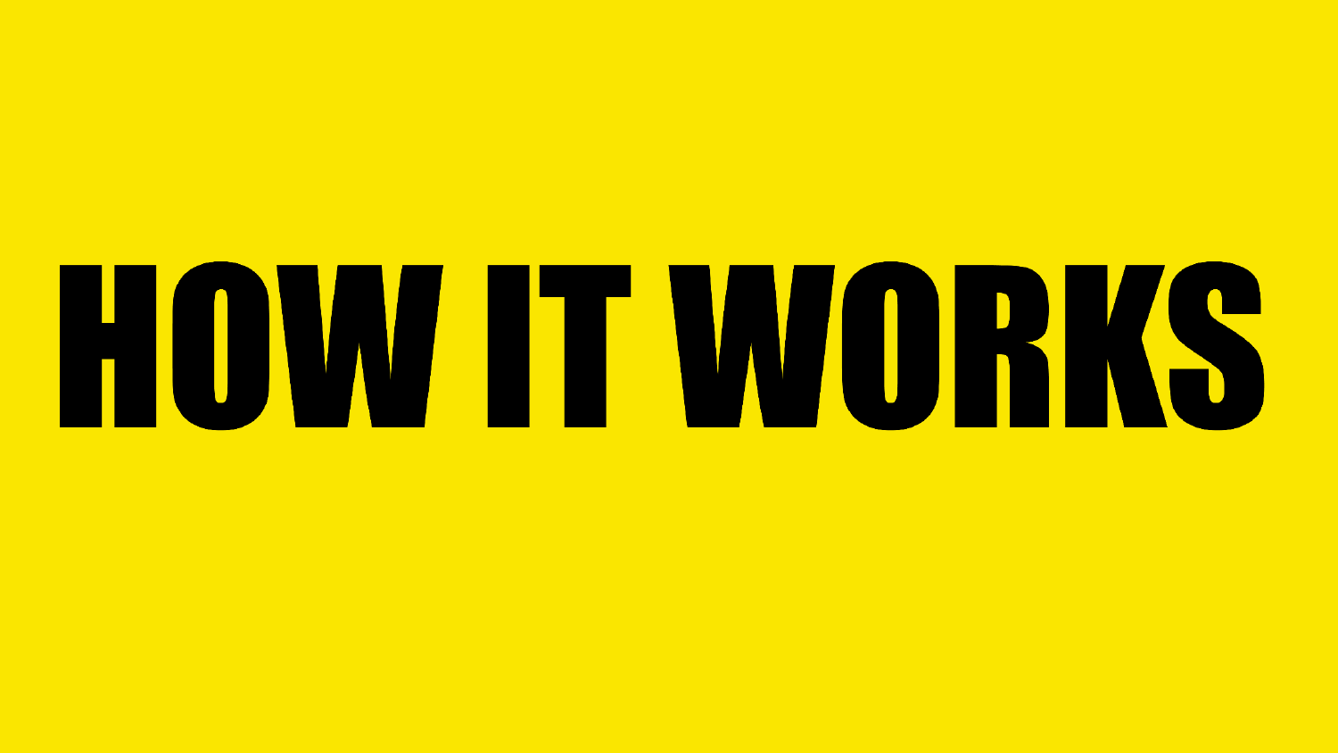# HOW IT WORKS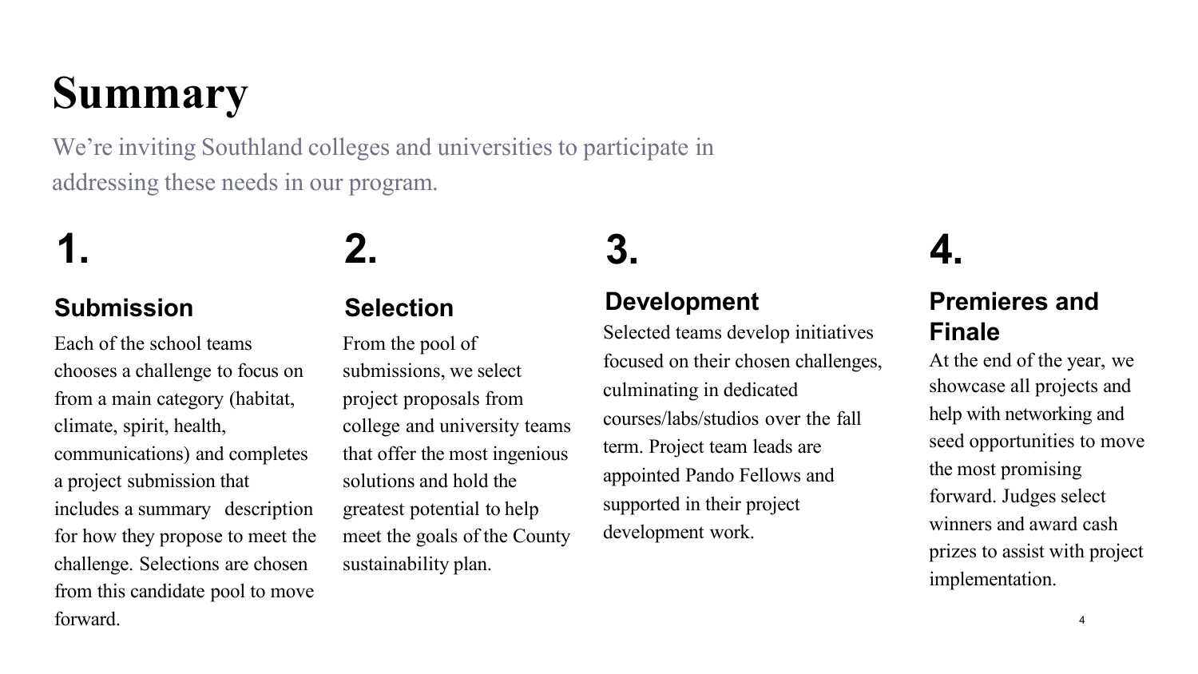# Summary

We're inviting Southland colleges and universities to participate in addressing these needs in our program.

## 1.

### Submission

Each of the school teams chooses a challenge to focus on from a main category (habitat, climate, spirit, health, communications) and completes a project submission that includes a summary description for how they propose to meet the challenge. Selections are chosen from this candidate pool to move forward.

## 2.

### Selection

From the pool of submissions, we select project proposals from college and university teams that offer the most ingenious solutions and hold the greatest potential to help meet the goals of the County sustainability plan.

## 3.

### Development

Selected teams develop initiatives focused on their chosen challenges, culminating in dedicated courses/labs/studios over the fall term. Project team leads are appointed Pando Fellows and supported in their project development work.

## 4.

### Premieres and Finale

At the end of the year, we showcase all projects and help with networking and seed opportunities to move the most promising forward. Judges select winners and award cash prizes to assist with project implementation.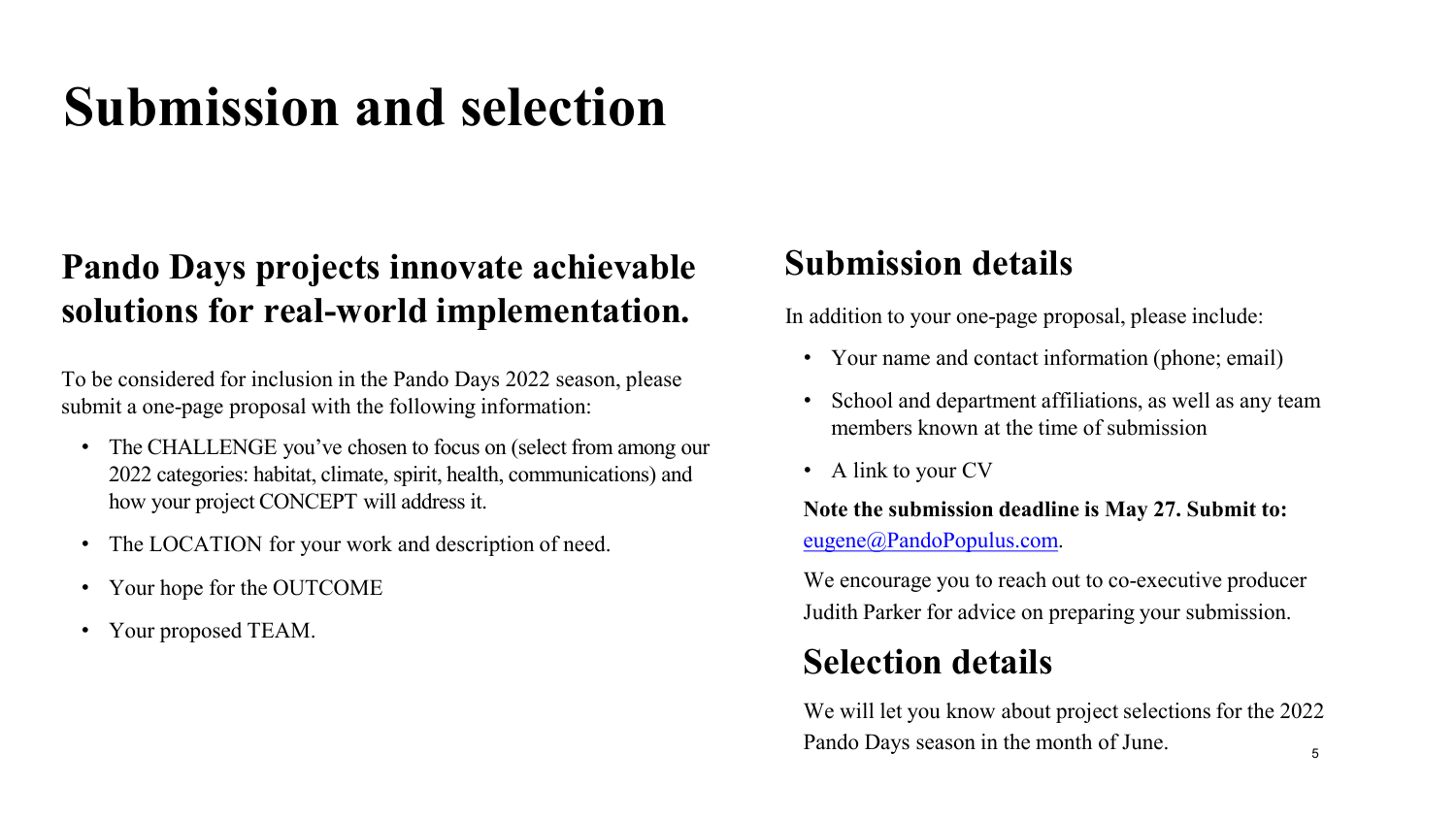# Submission and selection

## Pando Days projects innovate achievable solutions for real-world implementation.

To be considered for inclusion in the Pando Days 2022 season, please submit a one-page proposal with the following information:

- The CHALLENGE you've chosen to focus on (select from among our 2022 categories: habitat, climate, spirit, health, communications) and how your project CONCEPT will address it.
- The LOCATION for your work and description of need.
- Your hope for the OUTCOME
- Your proposed TEAM.

## Submission details

In addition to your one-page proposal, please include:

- Your name and contact information (phone; email)
- School and department affiliations, as well as any team members known at the time of submission
- A link to your CV

**Note the submission deadline is May 27. Submit to:** eugene@PandoPopulus.com.

We encourage you to reach out to co-executive producer Judith Parker for advice on preparing your submission.

## Selection details

We will let you know about project selections for the 2022 Pando Days season in the month of June.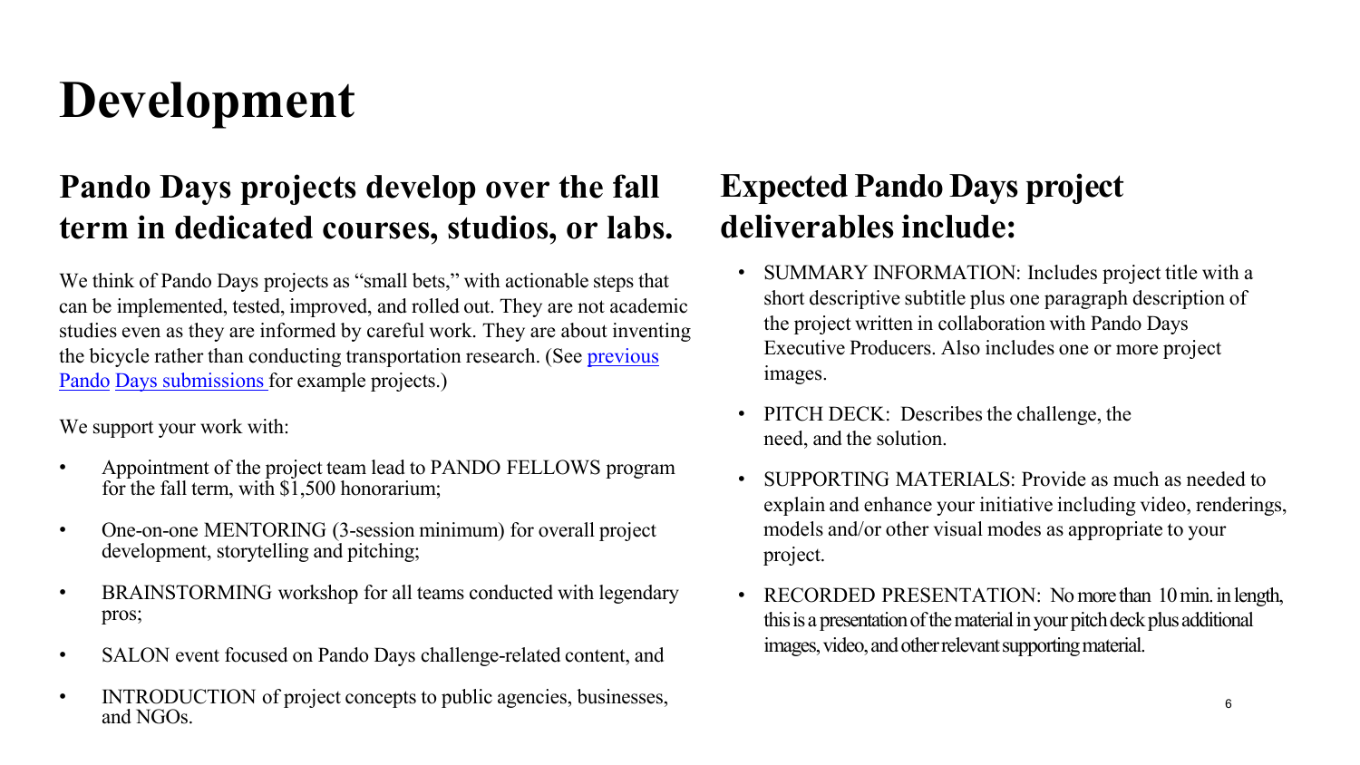# Development

## Pando Days projects develop over the fall term in dedicated courses, studios, or labs.

We think of Pando Days projects as "small bets," with actionable steps that can be implemented, tested, improved, and rolled out. They are not academic studies even as they are informed by careful work. They are about inventing the bicycle rather than conducting transportation research. (See previous Pando Days submissions for example projects.)

We support your work with:

- Appointment of the project team lead to PANDO FELLOWS program for the fall term, with $1,500 honorarium;
- One-on-one MENTORING (3-session minimum) for overall project development, storytelling and pitching;
- BRAINSTORMING workshop for all teams conducted with legendary pros;
- SALON event focused on Pando Days challenge-related content, and
- INTRODUCTION of project concepts to public agencies, businesses, and NGOs.

## Expected Pando Days project deliverables include:

- SUMMARY INFORMATION: Includes project title with a short descriptive subtitle plus one paragraph description of the project written in collaboration with Pando Days Executive Producers. Also includes one or more project images.
- PITCH DECK: Describes the challenge, the need, and the solution.
- SUPPORTING MATERIALS: Provide as much as needed to explain and enhance your initiative including video, renderings, models and/or other visual modes as appropriate to your project.
- RECORDED PRESENTATION: No more than 10 min. in length, this is a presentation of the material in your pitch deck plus additional images, video, and other relevant supporting material.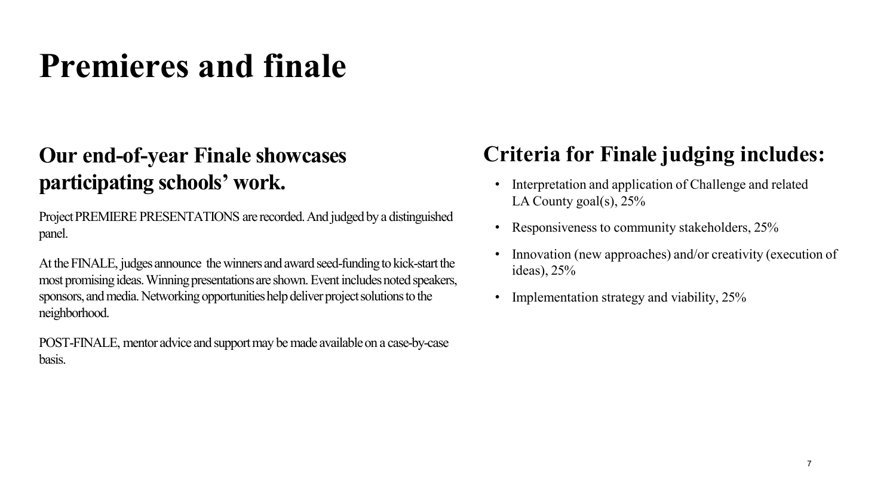# Premieres and finale

## Our end-of-year Finale showcases participating schools' work.

Project PREMIERE PRESENTATIONS are recorded. And judged by a distinguished panel.

At the FINALE, judges announce the winners and award seed-funding to kick-start the most promising ideas. Winning presentations are shown. Event includes noted speakers, sponsors, and media. Networking opportunities help deliver project solutions to the neighborhood.

POST-FINALE, mentor advice and support may be made available on a case-by-case basis.

## Criteria for Finale judging includes:

- Interpretation and application of Challenge and related LA County goal(s), 25%
- Responsiveness to community stakeholders, 25%
- Innovation (new approaches) and/or creativity (execution of ideas), 25%
- Implementation strategy and viability, 25%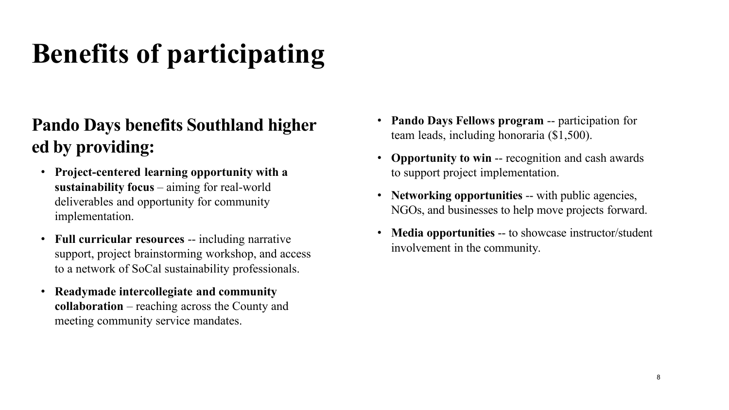# Benefits of participating

## Pando Days benefits Southland higher ed by providing:

- **Project-centered learning opportunity with a sustainability focus** – aiming for real-world deliverables and opportunity for community implementation.
- **Full curricular resources** -- including narrative support, project brainstorming workshop, and access to a network of SoCal sustainability professionals.
- **Readymade intercollegiate and community collaboration** – reaching across the County and meeting community service mandates.
- **Pando Days Fellows program** -- participation for team leads, including honoraria ($1,500).
- **Opportunity to win** -- recognition and cash awards to support project implementation.
- **Networking opportunities** -- with public agencies, NGOs, and businesses to help move projects forward.
- **Media opportunities** -- to showcase instructor/student involvement in the community.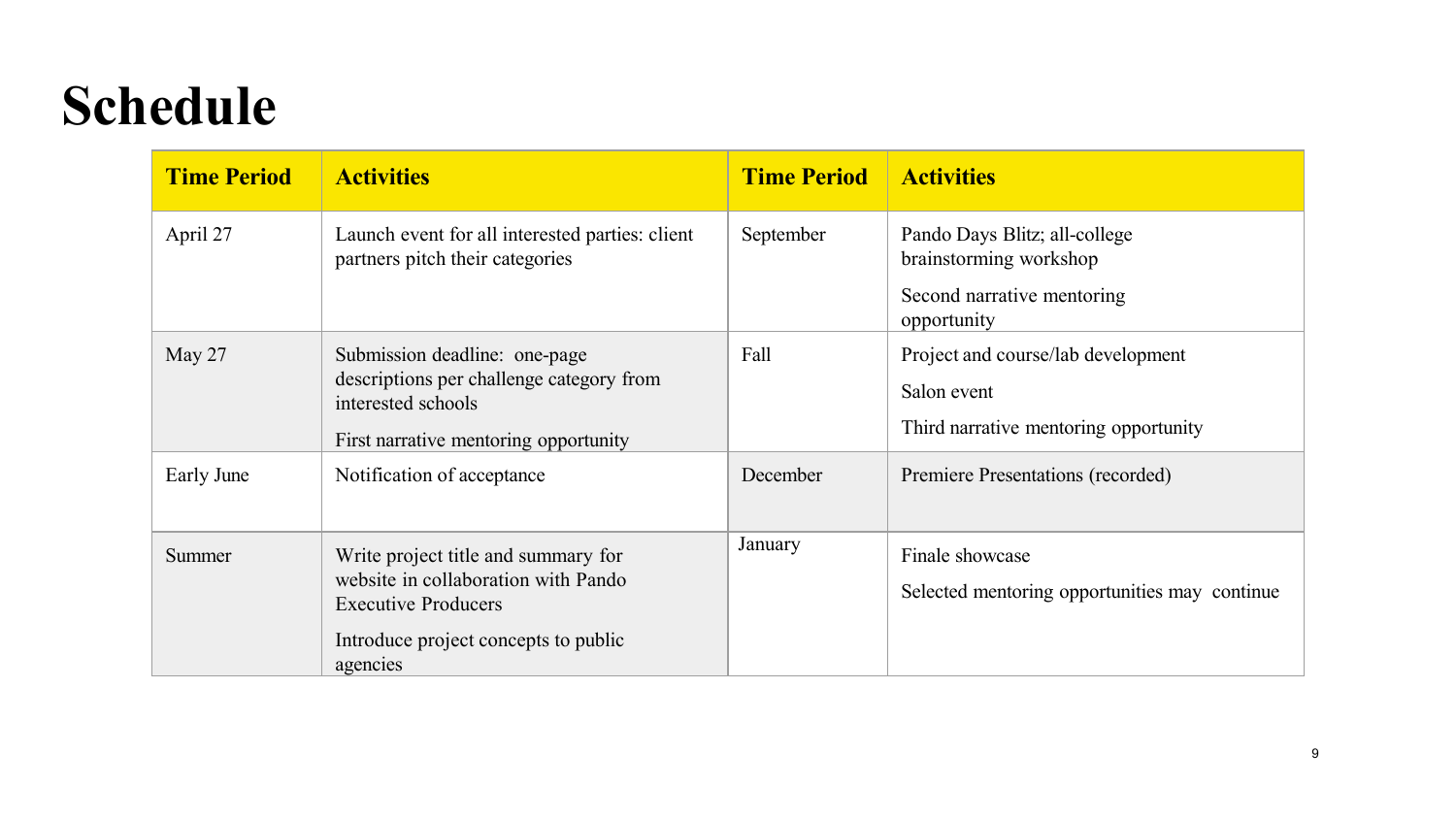# Schedule

| Time Period | Activities | Time Period | Activities |
|---|---|---|---|
| April 27 | Launch event for all interested parties: client partners pitch their categories | September | Pando Days Blitz; all-college brainstorming workshop<br><br>Second narrative mentoring opportunity |
| May 27 | Submission deadline: one-page descriptions per challenge category from interested schools<br><br>First narrative mentoring opportunity | Fall | Project and course/lab development<br><br>Salon event<br><br>Third narrative mentoring opportunity |
| Early June | Notification of acceptance | December | Premiere Presentations (recorded) |
| Summer | Write project title and summary for website in collaboration with Pando Executive Producers<br><br>Introduce project concepts to public agencies | January | Finale showcase<br><br>Selected mentoring opportunities may continue |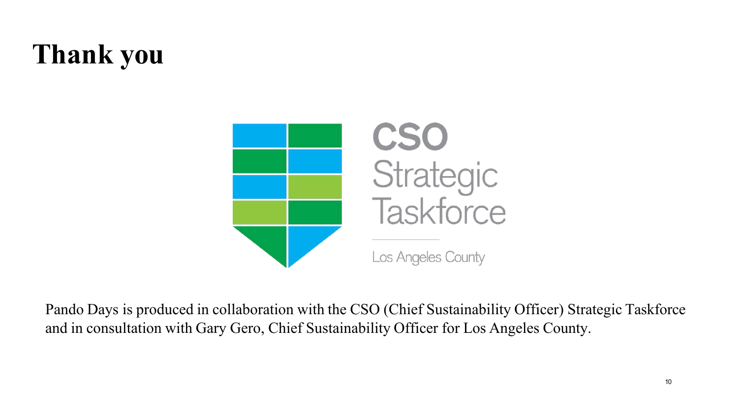# Thank you

CSO
Strategic
Taskforce

Los Angeles County

Pando Days is produced in collaboration with the CSO (Chief Sustainability Officer) Strategic Taskforce and in consultation with Gary Gero, Chief Sustainability Officer for Los Angeles County.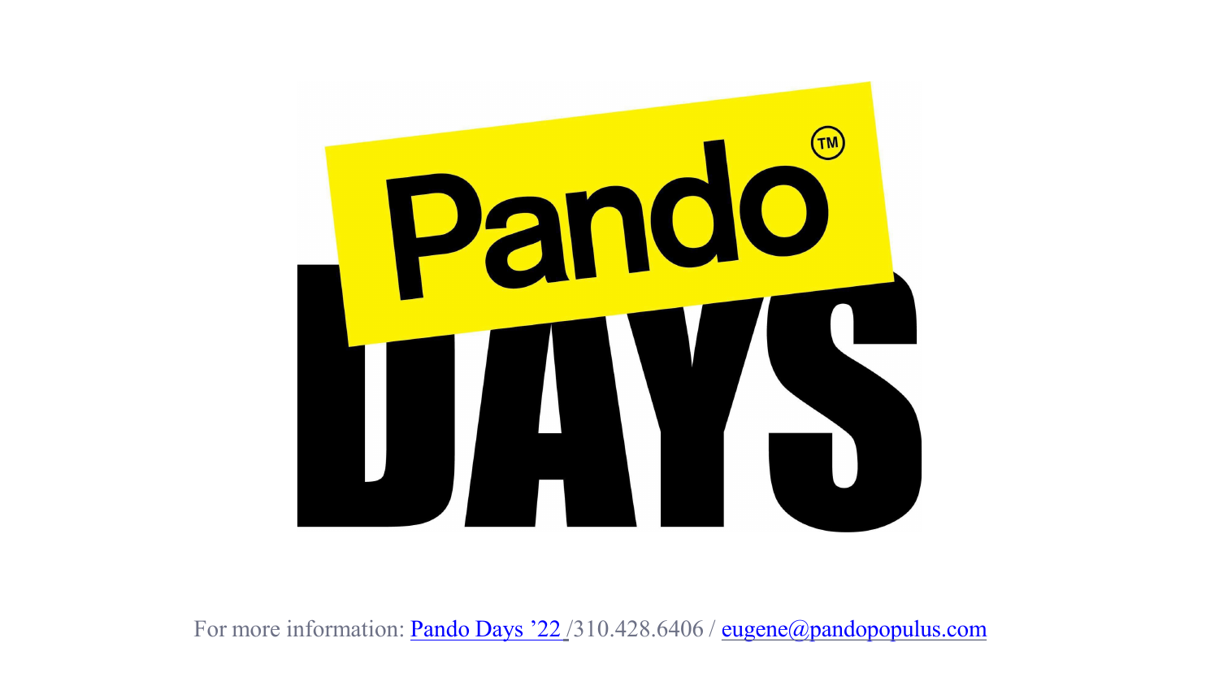# Pando™ DAYS

For more information: [Pando Days '22](#) /310.428.6406 / [eugene@pandopopulus.com](mailto:eugene@pandopopulus.com)